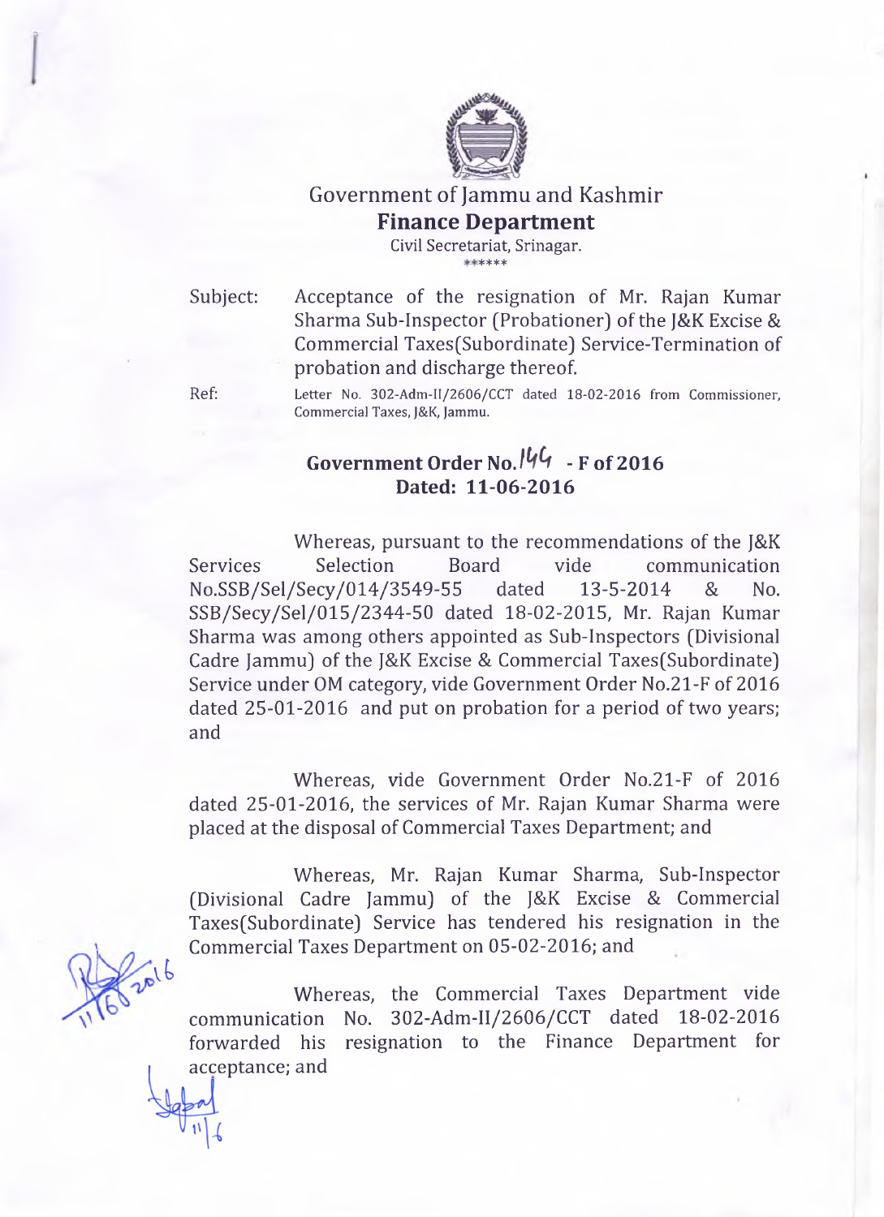Government of Jammu and Kashmir

**Finance Department**

Civil Secretariat, Srinagar.

******

Subject: Acceptance of the resignation of Mr. Rajan Kumar Sharma Sub-Inspector (Probationer) of the J&K Excise & Commercial Taxes(Subordinate) Service-Termination of probation and discharge thereof.

Ref: Letter No. 302-Adm-II/2606/CCT dated 18-02-2016 from Commissioner, Commercial Taxes, J&K, Jammu.

**Government Order No. 144 - F of 2016**
**Dated: 11-06-2016**

Whereas, pursuant to the recommendations of the J&K Services Selection Board vide communication No.SSB/Sel/Secy/014/3549-55 dated 13-5-2014 & No. SSB/Secy/Sel/015/2344-50 dated 18-02-2015, Mr. Rajan Kumar Sharma was among others appointed as Sub-Inspectors (Divisional Cadre Jammu) of the J&K Excise & Commercial Taxes(Subordinate) Service under OM category, vide Government Order No.21-F of 2016 dated 25-01-2016 and put on probation for a period of two years; and

Whereas, vide Government Order No.21-F of 2016 dated 25-01-2016, the services of Mr. Rajan Kumar Sharma were placed at the disposal of Commercial Taxes Department; and

Whereas, Mr. Rajan Kumar Sharma, Sub-Inspector (Divisional Cadre Jammu) of the J&K Excise & Commercial Taxes(Subordinate) Service has tendered his resignation in the Commercial Taxes Department on 05-02-2016; and

Whereas, the Commercial Taxes Department vide communication No. 302-Adm-II/2606/CCT dated 18-02-2016 forwarded his resignation to the Finance Department for acceptance; and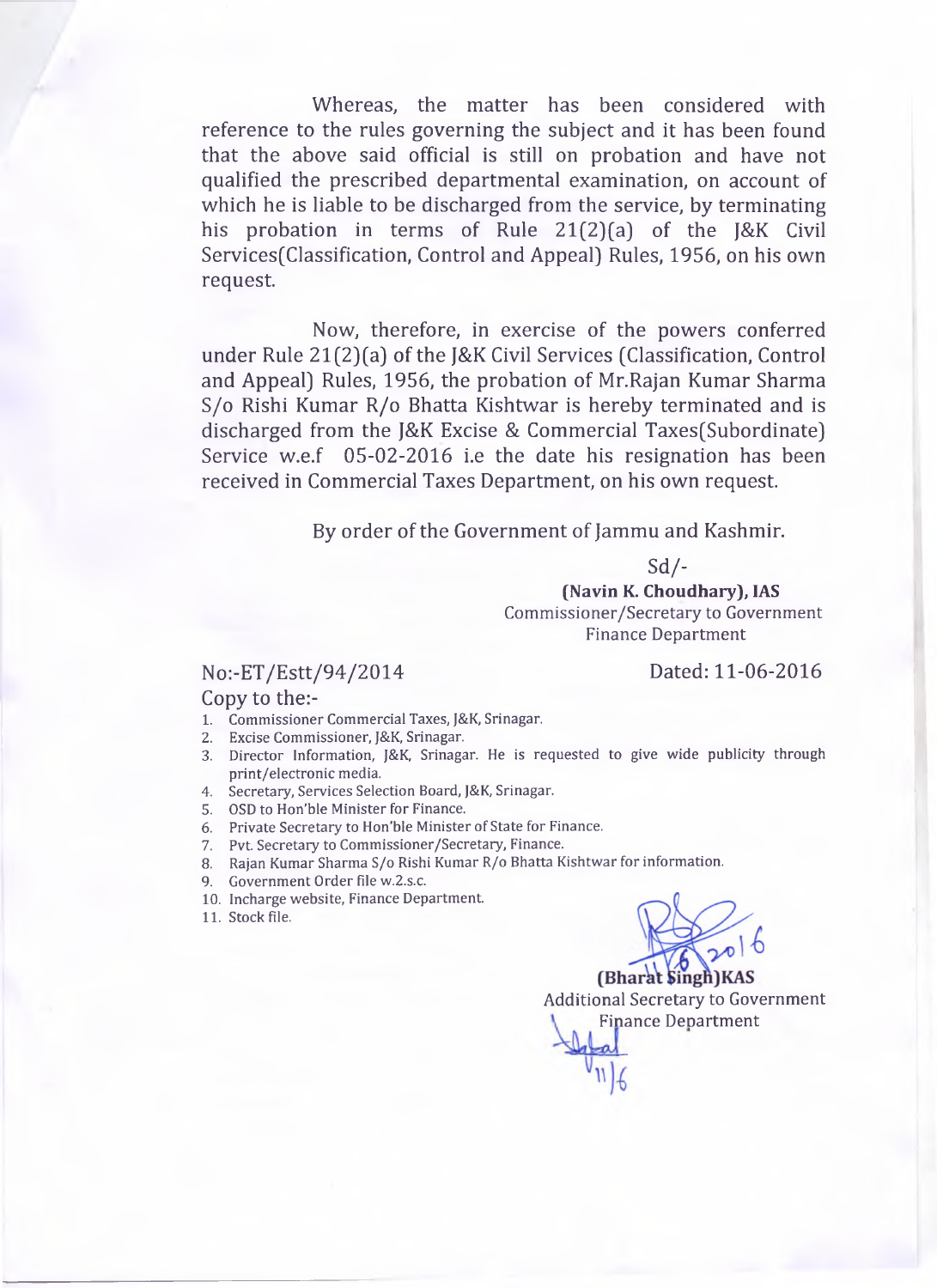Whereas, the matter has been considered with reference to the rules governing the subject and it has been found that the above said official is still on probation and have not qualified the prescribed departmental examination, on account of which he is liable to be discharged from the service, by terminating his probation in terms of Rule 21(2)(a) of the J&K Civil Services(Classification, Control and Appeal) Rules, 1956, on his own request.

Now, therefore, in exercise of the powers conferred under Rule 21(2)(a) of the J&K Civil Services (Classification, Control and Appeal) Rules, 1956, the probation of Mr.Rajan Kumar Sharma S/o Rishi Kumar R/o Bhatta Kishtwar is hereby terminated and is discharged from the J&K Excise & Commercial Taxes(Subordinate) Service w.e.f 05-02-2016 i.e the date his resignation has been received in Commercial Taxes Department, on his own request.

By order of the Government of Jammu and Kashmir.

Sd/-

**(Navin K. Choudhary), IAS**
Commissioner/Secretary to Government
Finance Department

No:-ET/Estt/94/2014 Dated: 11-06-2016

Copy to the:-

1. Commissioner Commercial Taxes, J&K, Srinagar.
2. Excise Commissioner, J&K, Srinagar.
3. Director Information, J&K, Srinagar. He is requested to give wide publicity through print/electronic media.
4. Secretary, Services Selection Board, J&K, Srinagar.
5. OSD to Hon'ble Minister for Finance.
6. Private Secretary to Hon'ble Minister of State for Finance.
7. Pvt. Secretary to Commissioner/Secretary, Finance.
8. Rajan Kumar Sharma S/o Rishi Kumar R/o Bhatta Kishtwar for information.
9. Government Order file w.2.s.c.
10. Incharge website, Finance Department.
11. Stock file.

11/6/2016

**(Bharat Singh)KAS**
Additional Secretary to Government
Finance Department

11/6